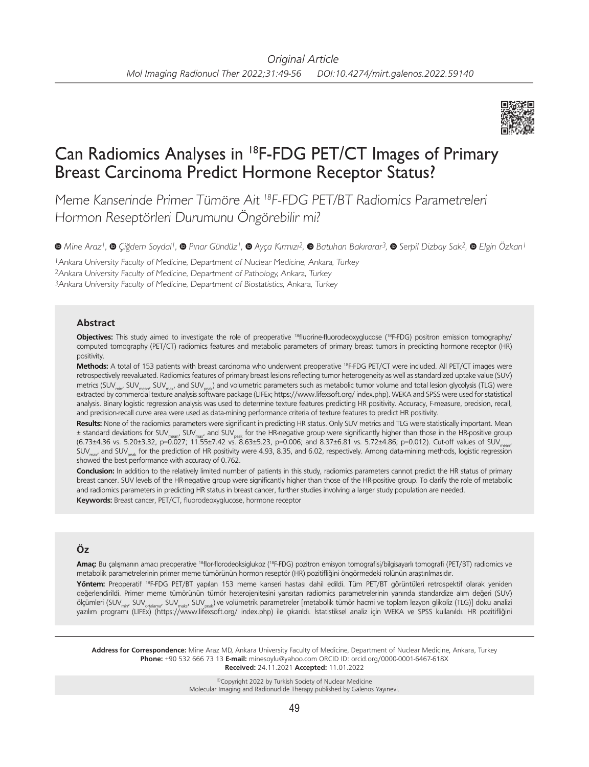*Original Article*

# Can Radiomics Analyses in $^{18}$F-FDG PET/CT Images of Primary Breast Carcinoma Predict Hormone Receptor Status?

*Meme Kanserinde Primer Tümöre Ait $^{18}$F-FDG PET/BT Radiomics Parametreleri Hormon Reseptörleri Durumunu Öngörebilir mi?*

*Mine Araz[1], Çiğdem Soydal[1], Pınar Gündüz[1], Ayça Kırmızı[2], Batuhan Bakırarar[3], Serpil Dizbay Sak[2], Elgin Özkan[1]*

[1]Ankara University Faculty of Medicine, Department of Nuclear Medicine, Ankara, Turkey
[2]Ankara University Faculty of Medicine, Department of Pathology, Ankara, Turkey
[3]Ankara University Faculty of Medicine, Department of Biostatistics, Ankara, Turkey

## Abstract

**Objectives:** This study aimed to investigate the role of preoperative $^{18}$fluorine-fluorodeoxyglucose ($^{18}$F-FDG) positron emission tomography/computed tomography (PET/CT) radiomics features and metabolic parameters of primary breast tumors in predicting hormone receptor (HR) positivity.

**Methods:** A total of 153 patients with breast carcinoma who underwent preoperative $^{18}$F-FDG PET/CT were included. All PET/CT images were retrospectively reevaluated. Radiomics features of primary breast lesions reflecting tumor heterogeneity as well as standardized uptake value (SUV) metrics ($SUV_{min}$, $SUV_{mean}$, $SUV_{max}$, and $SUV_{peak}$) and volumetric parameters such as metabolic tumor volume and total lesion glycolysis (TLG) were extracted by commercial texture analysis software package (LIFEx; https://www.lifexsoft.org/ index.php). WEKA and SPSS were used for statistical analysis. Binary logistic regression analysis was used to determine texture features predicting HR positivity. Accuracy, F-measure, precision, recall, and precision-recall curve area were used as data-mining performance criteria of texture features to predict HR positivity.

**Results:** None of the radiomics parameters were significant in predicting HR status. Only SUV metrics and TLG were statistically important. Mean ± standard deviations for $SUV_{mean}$, $SUV_{max}$, and $SUV_{peak}$ for the HR-negative group were significantly higher than those in the HR-positive group (6.73±4.36 vs. 5.20±3.32, p=0.027; 11.55±7.42 vs. 8.63±5.23, p=0.006; and 8.37±6.81 vs. 5.72±4.86; p=0.012). Cut-off values of $SUV_{mean}$, $SUV_{max}$, and $SUV_{peak}$ for the prediction of HR positivity were 4.93, 8.35, and 6.02, respectively. Among data-mining methods, logistic regression showed the best performance with accuracy of 0.762.

**Conclusion:** In addition to the relatively limited number of patients in this study, radiomics parameters cannot predict the HR status of primary breast cancer. SUV levels of the HR-negative group were significantly higher than those of the HR-positive group. To clarify the role of metabolic and radiomics parameters in predicting HR status in breast cancer, further studies involving a larger study population are needed.

**Keywords:** Breast cancer, PET/CT, fluorodeoxyglucose, hormone receptor

## Öz

**Amaç:** Bu çalışmanın amacı preoperative $^{18}$flor-florodeoksiglukoz ($^{18}$F-FDG) pozitron emisyon tomografisi/bilgisayarlı tomografi (PET/BT) radiomics ve metabolik parametrelerinin primer meme tümörünün hormon reseptör (HR) pozitifliğini öngörmedeki rolünün araştırılmasıdır.

**Yöntem:** Preoperatif $^{18}$F-FDG PET/BT yapılan 153 meme kanseri hastası dahil edildi. Tüm PET/BT görüntüleri retrospektif olarak yeniden değerlendirildi. Primer meme tümörünün tümör heterojenitesini yansıtan radiomics parametrelerinin yanında standardize alım değeri (SUV) ölçümleri ($SUV_{min}$, $SUV_{ortalama}$, $SUV_{maks}$, $SUV_{peak}$) ve volümetrik parametreler [metabolik tümör hacmi ve toplam lezyon glikoliz (TLG)] doku analizi yazılım programı (LIFEx) (https://www.lifexsoft.org/ index.php) ile çıkarıldı. İstatistiksel analiz için WEKA ve SPSS kullanıldı. HR pozitifliğini

**Address for Correspondence:** Mine Araz MD, Ankara University Faculty of Medicine, Department of Nuclear Medicine, Ankara, Turkey
**Phone:** +90 532 666 73 13 **E-mail:** minesoylu@yahoo.com ORCID ID: orcid.org/0000-0001-6467-618X
**Received:** 24.11.2021 **Accepted:** 11.01.2022

©Copyright 2022 by Turkish Society of Nuclear Medicine
Molecular Imaging and Radionuclide Therapy published by Galenos Yayınevi.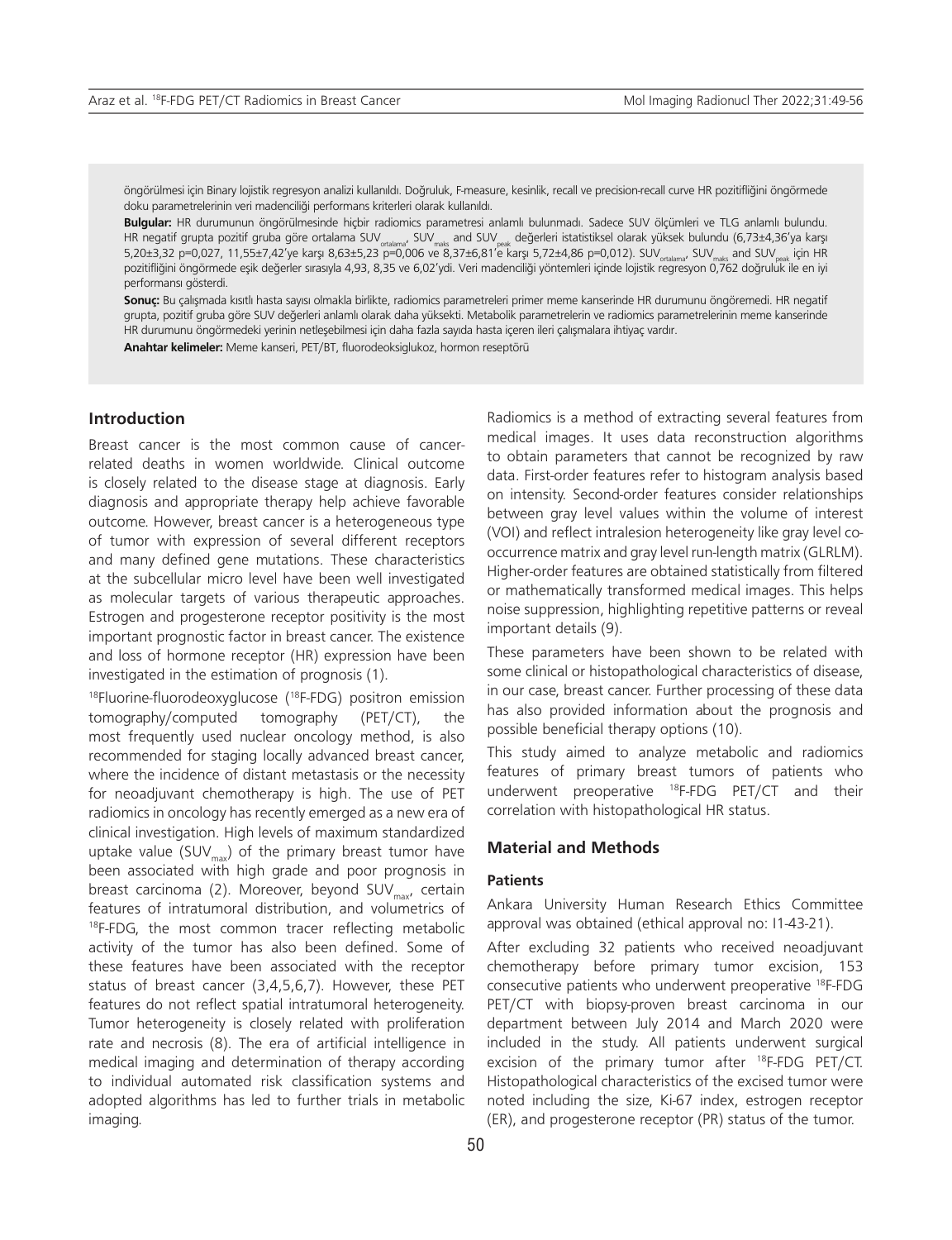öngörülmesi için Binary lojistik regresyon analizi kullanıldı. Doğruluk, F-measure, kesinlik, recall ve precision-recall curve HR pozitifliğini öngörmede doku parametrelerinin veri madenciliği performans kriterleri olarak kullanıldı.

**Bulgular:** HR durumunun öngörülmesinde hiçbir radiomics parametresi anlamlı bulunmadı. Sadece SUV ölçümleri ve TLG anlamlı bulundu. HR negatif grupta pozitif gruba göre ortalama $SUV_{ortalama}$, $SUV_{maks}$ and $SUV_{peak}$ değerleri istatistiksel olarak yüksek bulundu (6,73±4,36'ya karşı 5,20±3,32 p=0,027, 11,55±7,42'ye karşı 8,63±5,23 p=0,006 ve 8,37±6,81'e karşı 5,72±4,86 p=0,012). $SUV_{ortalama}$, $SUV_{maks}$ and $SUV_{peak}$ için HR pozitifliğini öngörmede eşik değerler sırasıyla 4,93, 8,35 ve 6,02'ydi. Veri madenciliği yöntemleri içinde lojistik regresyon 0,762 doğruluk ile en iyi performansı gösterdi.

**Sonuç:** Bu çalışmada kısıtlı hasta sayısı olmakla birlikte, radiomics parametreleri primer meme kanserinde HR durumunu öngöremedi. HR negatif grupta, pozitif gruba göre SUV değerleri anlamlı olarak daha yüksekti. Metabolik parametrelerin ve radiomics parametrelerinin meme kanserinde HR durumunu öngörmedeki yerinin netleşebilmesi için daha fazla sayıda hasta içeren ileri çalışmalara ihtiyaç vardır.

**Anahtar kelimeler:** Meme kanseri, PET/BT, fluorodeoksiglukoz, hormon reseptörü

## Introduction

Breast cancer is the most common cause of cancer-related deaths in women worldwide. Clinical outcome is closely related to the disease stage at diagnosis. Early diagnosis and appropriate therapy help achieve favorable outcome. However, breast cancer is a heterogeneous type of tumor with expression of several different receptors and many defined gene mutations. These characteristics at the subcellular micro level have been well investigated as molecular targets of various therapeutic approaches. Estrogen and progesterone receptor positivity is the most important prognostic factor in breast cancer. The existence and loss of hormone receptor (HR) expression have been investigated in the estimation of prognosis (1).

$^{18}$Fluorine-fluorodeoxyglucose ($^{18}$F-FDG) positron emission tomography/computed tomography (PET/CT), the most frequently used nuclear oncology method, is also recommended for staging locally advanced breast cancer, where the incidence of distant metastasis or the necessity for neoadjuvant chemotherapy is high. The use of PET radiomics in oncology has recently emerged as a new era of clinical investigation. High levels of maximum standardized uptake value ($SUV_{max}$) of the primary breast tumor have been associated with high grade and poor prognosis in breast carcinoma (2). Moreover, beyond $SUV_{max}$, certain features of intratumoral distribution, and volumetrics of $^{18}$F-FDG, the most common tracer reflecting metabolic activity of the tumor has also been defined. Some of these features have been associated with the receptor status of breast cancer (3,4,5,6,7). However, these PET features do not reflect spatial intratumoral heterogeneity. Tumor heterogeneity is closely related with proliferation rate and necrosis (8). The era of artificial intelligence in medical imaging and determination of therapy according to individual automated risk classification systems and adopted algorithms has led to further trials in metabolic imaging.

Radiomics is a method of extracting several features from medical images. It uses data reconstruction algorithms to obtain parameters that cannot be recognized by raw data. First-order features refer to histogram analysis based on intensity. Second-order features consider relationships between gray level values within the volume of interest (VOI) and reflect intralesion heterogeneity like gray level co-occurrence matrix and gray level run-length matrix (GLRLM). Higher-order features are obtained statistically from filtered or mathematically transformed medical images. This helps noise suppression, highlighting repetitive patterns or reveal important details (9).

These parameters have been shown to be related with some clinical or histopathological characteristics of disease, in our case, breast cancer. Further processing of these data has also provided information about the prognosis and possible beneficial therapy options (10).

This study aimed to analyze metabolic and radiomics features of primary breast tumors of patients who underwent preoperative $^{18}$F-FDG PET/CT and their correlation with histopathological HR status.

## Material and Methods

### Patients

Ankara University Human Research Ethics Committee approval was obtained (ethical approval no: I1-43-21).

After excluding 32 patients who received neoadjuvant chemotherapy before primary tumor excision, 153 consecutive patients who underwent preoperative $^{18}$F-FDG PET/CT with biopsy-proven breast carcinoma in our department between July 2014 and March 2020 were included in the study. All patients underwent surgical excision of the primary tumor after $^{18}$F-FDG PET/CT. Histopathological characteristics of the excised tumor were noted including the size, Ki-67 index, estrogen receptor (ER), and progesterone receptor (PR) status of the tumor.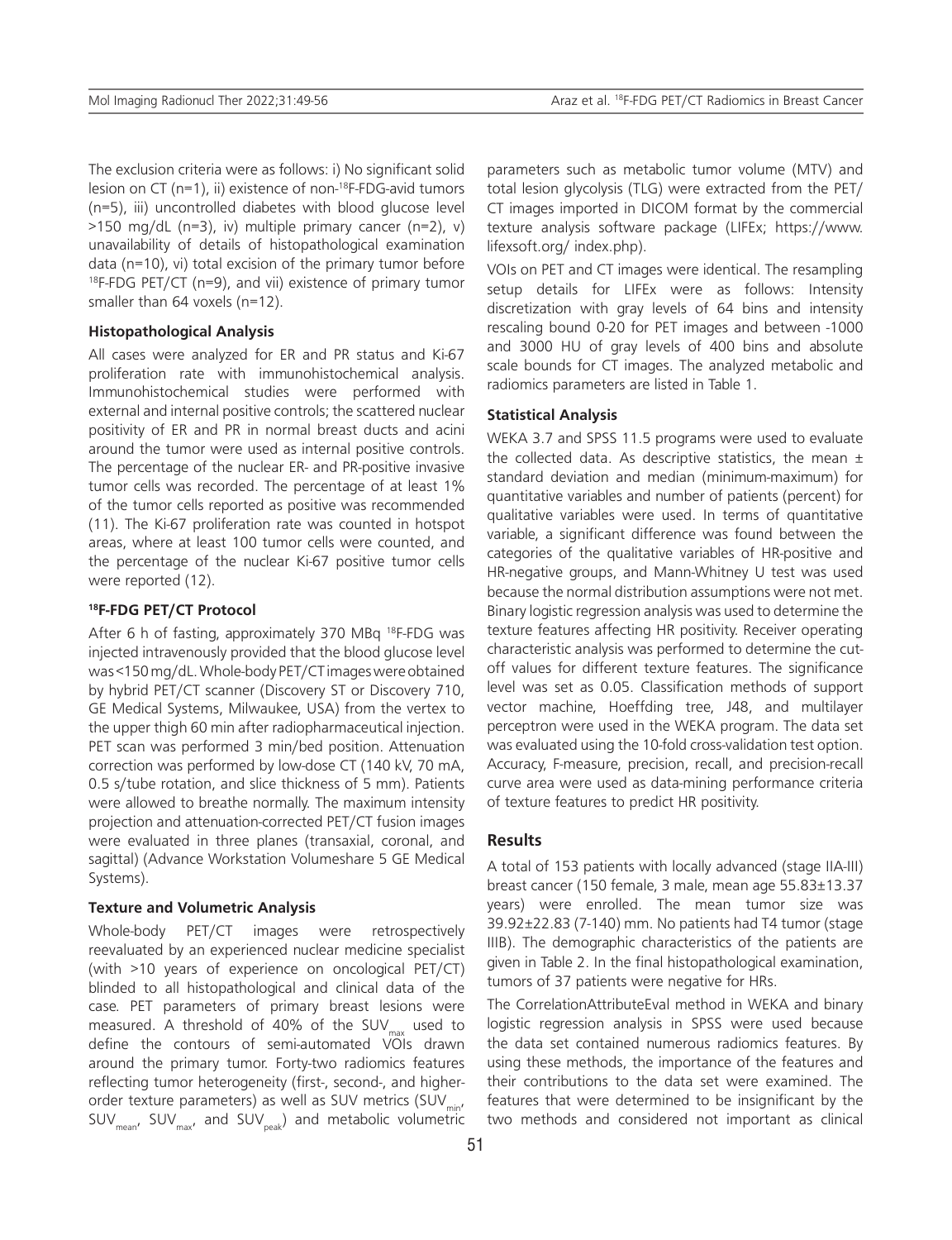The exclusion criteria were as follows: i) No significant solid lesion on CT (n=1), ii) existence of non-[18]F-FDG-avid tumors (n=5), iii) uncontrolled diabetes with blood glucose level >150 mg/dL (n=3), iv) multiple primary cancer (n=2), v) unavailability of details of histopathological examination data (n=10), vi) total excision of the primary tumor before [18]F-FDG PET/CT (n=9), and vii) existence of primary tumor smaller than 64 voxels (n=12).

### Histopathological Analysis

All cases were analyzed for ER and PR status and Ki-67 proliferation rate with immunohistochemical analysis. Immunohistochemical studies were performed with external and internal positive controls; the scattered nuclear positivity of ER and PR in normal breast ducts and acini around the tumor were used as internal positive controls. The percentage of the nuclear ER- and PR-positive invasive tumor cells was recorded. The percentage of at least 1% of the tumor cells reported as positive was recommended (11). The Ki-67 proliferation rate was counted in hotspot areas, where at least 100 tumor cells were counted, and the percentage of the nuclear Ki-67 positive tumor cells were reported (12).

### [18]F-FDG PET/CT Protocol

After 6 h of fasting, approximately 370 MBq [18]F-FDG was injected intravenously provided that the blood glucose level was <150 mg/dL. Whole-body PET/CT images were obtained by hybrid PET/CT scanner (Discovery ST or Discovery 710, GE Medical Systems, Milwaukee, USA) from the vertex to the upper thigh 60 min after radiopharmaceutical injection. PET scan was performed 3 min/bed position. Attenuation correction was performed by low-dose CT (140 kV, 70 mA, 0.5 s/tube rotation, and slice thickness of 5 mm). Patients were allowed to breathe normally. The maximum intensity projection and attenuation-corrected PET/CT fusion images were evaluated in three planes (transaxial, coronal, and sagittal) (Advance Workstation Volumeshare 5 GE Medical Systems).

### Texture and Volumetric Analysis

Whole-body PET/CT images were retrospectively reevaluated by an experienced nuclear medicine specialist (with >10 years of experience on oncological PET/CT) blinded to all histopathological and clinical data of the case. PET parameters of primary breast lesions were measured. A threshold of 40% of the $SUV_{max}$ used to define the contours of semi-automated VOIs drawn around the primary tumor. Forty-two radiomics features reflecting tumor heterogeneity (first-, second-, and higher-order texture parameters) as well as SUV metrics ($SUV_{min}$, $SUV_{mean}$, $SUV_{max}$, and $SUV_{peak}$) and metabolic volumetric parameters such as metabolic tumor volume (MTV) and total lesion glycolysis (TLG) were extracted from the PET/CT images imported in DICOM format by the commercial texture analysis software package (LIFEx; https://www.lifexsoft.org/ index.php).

VOIs on PET and CT images were identical. The resampling setup details for LIFEx were as follows: Intensity discretization with gray levels of 64 bins and intensity rescaling bound 0-20 for PET images and between -1000 and 3000 HU of gray levels of 400 bins and absolute scale bounds for CT images. The analyzed metabolic and radiomics parameters are listed in Table 1.

### Statistical Analysis

WEKA 3.7 and SPSS 11.5 programs were used to evaluate the collected data. As descriptive statistics, the mean ± standard deviation and median (minimum-maximum) for quantitative variables and number of patients (percent) for qualitative variables were used. In terms of quantitative variable, a significant difference was found between the categories of the qualitative variables of HR-positive and HR-negative groups, and Mann-Whitney U test was used because the normal distribution assumptions were not met. Binary logistic regression analysis was used to determine the texture features affecting HR positivity. Receiver operating characteristic analysis was performed to determine the cut-off values for different texture features. The significance level was set as 0.05. Classification methods of support vector machine, Hoeffding tree, J48, and multilayer perceptron were used in the WEKA program. The data set was evaluated using the 10-fold cross-validation test option. Accuracy, F-measure, precision, recall, and precision-recall curve area were used as data-mining performance criteria of texture features to predict HR positivity.

## Results

A total of 153 patients with locally advanced (stage IIA-III) breast cancer (150 female, 3 male, mean age 55.83±13.37 years) were enrolled. The mean tumor size was 39.92±22.83 (7-140) mm. No patients had T4 tumor (stage IIIB). The demographic characteristics of the patients are given in Table 2. In the final histopathological examination, tumors of 37 patients were negative for HRs.

The CorrelationAttributeEval method in WEKA and binary logistic regression analysis in SPSS were used because the data set contained numerous radiomics features. By using these methods, the importance of the features and their contributions to the data set were examined. The features that were determined to be insignificant by the two methods and considered not important as clinical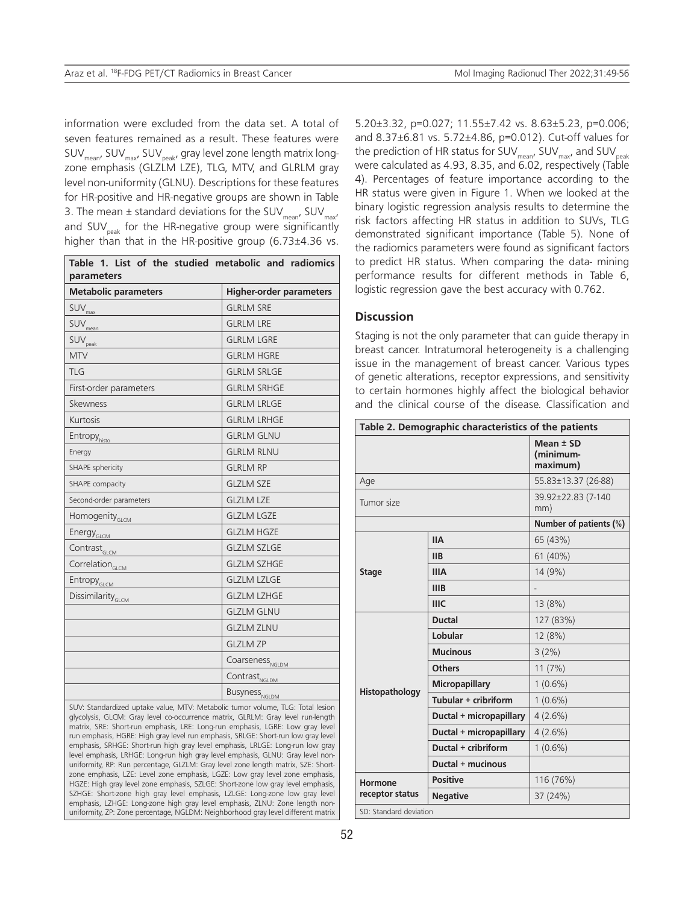information were excluded from the data set. A total of seven features remained as a result. These features were $SUV_{mean}$, $SUV_{max}$, $SUV_{peak}$, gray level zone length matrix long-zone emphasis (GLZLM LZE), TLG, MTV, and GLRLM gray level non-uniformity (GLNU). Descriptions for these features for HR-positive and HR-negative groups are shown in Table 3. The mean ± standard deviations for the $SUV_{mean}$, $SUV_{max}$, and $SUV_{peak}$ for the HR-negative group were significantly higher than that in the HR-positive group (6.73±4.36 vs. 5.20±3.32, p=0.027; 11.55±7.42 vs. 8.63±5.23, p=0.006; and 8.37±6.81 vs. 5.72±4.86, p=0.012). Cut-off values for the prediction of HR status for $SUV_{mean}$, $SUV_{max}$, and $SUV_{peak}$ were calculated as 4.93, 8.35, and 6.02, respectively (Table 4). Percentages of feature importance according to the HR status were given in Figure 1. When we looked at the binary logistic regression analysis results to determine the risk factors affecting HR status in addition to SUVs, TLG demonstrated significant importance (Table 5). None of the radiomics parameters were found as significant factors to predict HR status. When comparing the data- mining performance results for different methods in Table 6, logistic regression gave the best accuracy with 0.762.

**Table 1. List of the studied metabolic and radiomics parameters**

| Metabolic parameters | Higher-order parameters |
|---|---|
| $SUV_{max}$ | GLRLM SRE |
| $SUV_{mean}$ | GLRLM LRE |
| $SUV_{peak}$ | GLRLM LGRE |
| MTV | GLRLM HGRE |
| TLG | GLRLM SRLGE |
| First-order parameters | GLRLM SRHGE |
| Skewness | GLRLM LRLGE |
| Kurtosis | GLRLM LRHGE |
| $Entropy_{histo}$ | GLRLM GLNU |
| Energy | GLRLM RLNU |
| SHAPE sphericity | GLRLM RP |
| SHAPE compacity | GLZLM SZE |
| Second-order parameters | GLZLM LZE |
| $Homogenity_{GLCM}$ | GLZLM LGZE |
| $Energy_{GLCM}$ | GLZLM HGZE |
| $Contrast_{GLCM}$ | GLZLM SZLGE |
| $Correlation_{GLCM}$ | GLZLM SZHGE |
| $Entropy_{GLCM}$ | GLZLM LZLGE |
| $Dissimilarity_{GLCM}$ | GLZLM LZHGE |
| | GLZLM GLNU |
| | GLZLM ZLNU |
| | GLZLM ZP |
| | $Coarseness_{NGLDM}$ |
| | $Contrast_{NGLDM}$ |
| | $Busyness_{NGLDM}$ |

SUV: Standardized uptake value, MTV: Metabolic tumor volume, TLG: Total lesion glycolysis, GLCM: Gray level co-occurrence matrix, GLRLM: Gray level run-length matrix, SRE: Short-run emphasis, LRE: Long-run emphasis, LGRE: Low gray level run emphasis, HGRE: High gray level run emphasis, SRLGE: Short-run low gray level emphasis, SRHGE: Short-run high gray level emphasis, LRLGE: Long-run low gray level emphasis, LRHGE: Long-run high gray level emphasis, GLNU: Gray level non-uniformity, RP: Run percentage, GLZLM: Gray level zone length matrix, SZE: Short-zone emphasis, LZE: Level zone emphasis, LGZE: Low gray level zone emphasis, HGZE: High gray level zone emphasis, SZLGE: Short-zone low gray level emphasis, SZHGE: Short-zone high gray level emphasis, LZLGE: Long-zone low gray level emphasis, LZHGE: Long-zone high gray level emphasis, ZLNU: Zone length non-uniformity, ZP: Zone percentage, NGLDM: Neighborhood gray level different matrix

## Discussion

Staging is not the only parameter that can guide therapy in breast cancer. Intratumoral heterogeneity is a challenging issue in the management of breast cancer. Various types of genetic alterations, receptor expressions, and sensitivity to certain hormones highly affect the biological behavior and the clinical course of the disease. Classification and

**Table 2. Demographic characteristics of the patients**

| | | Mean ± SD (minimum-maximum) |
|---|---|---|
| Age | | 55.83±13.37 (26-88) |
| Tumor size | | 39.92±22.83 (7-140 mm) |
| | | **Number of patients (%)** |
| **Stage** | **IIA** | 65 (43%) |
| | **IIB** | 61 (40%) |
| | **IIIA** | 14 (9%) |
| | **IIIB** | - |
| | **IIIC** | 13 (8%) |
| **Histopathology** | **Ductal** | 127 (83%) |
| | **Lobular** | 12 (8%) |
| | **Mucinous** | 3 (2%) |
| | **Others** | 11 (7%) |
| | **Micropapillary** | 1 (0.6%) |
| | **Tubular + cribriform** | 1 (0.6%) |
| | **Ductal + micropapillary** | 4 (2.6%) |
| | **Ductal + micropapillary** | 4 (2.6%) |
| | **Ductal + cribriform** | 1 (0.6%) |
| | **Ductal + mucinous** | |
| **Hormone receptor status** | **Positive** | 116 (76%) |
| | **Negative** | 37 (24%) |

SD: Standard deviation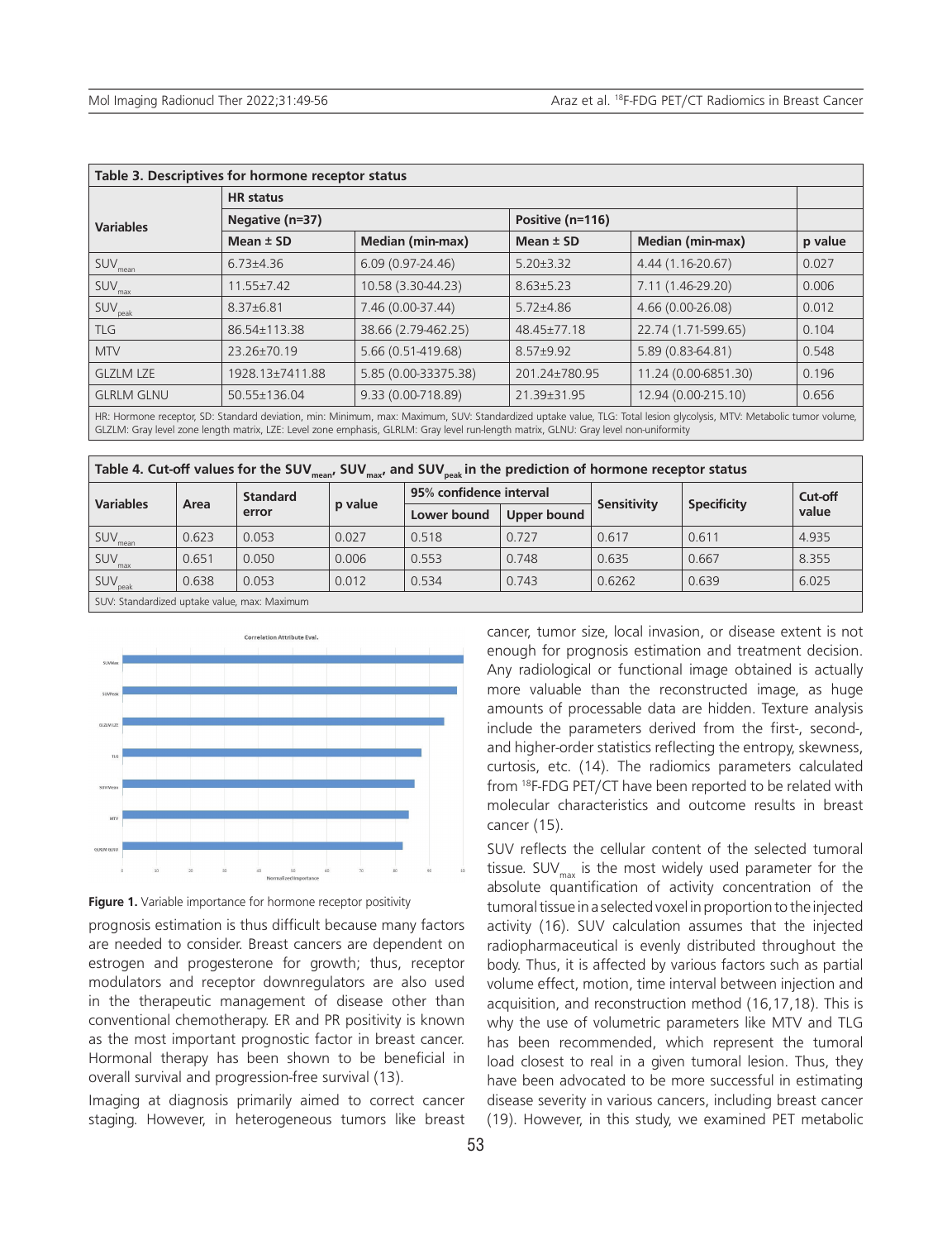**Table 3. Descriptives for hormone receptor status**

| Variables | HR status | | | | |
|---|---|---|---|---|---|
| | Negative (n=37) | | Positive (n=116) | | |
| | Mean ± SD | Median (min-max) | Mean ± SD | Median (min-max) | p value |
| $SUV_{mean}$ | 6.73±4.36 | 6.09 (0.97-24.46) | 5.20±3.32 | 4.44 (1.16-20.67) | 0.027 |
| $SUV_{max}$ | 11.55±7.42 | 10.58 (3.30-44.23) | 8.63±5.23 | 7.11 (1.46-29.20) | 0.006 |
| $SUV_{peak}$ | 8.37±6.81 | 7.46 (0.00-37.44) | 5.72±4.86 | 4.66 (0.00-26.08) | 0.012 |
| TLG | 86.54±113.38 | 38.66 (2.79-462.25) | 48.45±77.18 | 22.74 (1.71-599.65) | 0.104 |
| MTV | 23.26±70.19 | 5.66 (0.51-419.68) | 8.57±9.92 | 5.89 (0.83-64.81) | 0.548 |
| GLZLM LZE | 1928.13±7411.88 | 5.85 (0.00-33375.38) | 201.24±780.95 | 11.24 (0.00-6851.30) | 0.196 |
| GLRLM GLNU | 50.55±136.04 | 9.33 (0.00-718.89) | 21.39±31.95 | 12.94 (0.00-215.10) | 0.656 |

HR: Hormone receptor, SD: Standard deviation, min: Minimum, max: Maximum, SUV: Standardized uptake value, TLG: Total lesion glycolysis, MTV: Metabolic tumor volume, GLZLM: Gray level zone length matrix, LZE: Level zone emphasis, GLRLM: Gray level run-length matrix, GLNU: Gray level non-uniformity

**Table 4. Cut-off values for the $SUV_{mean}$, $SUV_{max}$, and $SUV_{peak}$ in the prediction of hormone receptor status**

| Variables | Area | Standard error | p value | 95% confidence interval | | Sensitivity | Specificity | Cut-off value |
|---|---|---|---|---|---|---|---|---|
| | | | | Lower bound | Upper bound | | | |
| $SUV_{mean}$ | 0.623 | 0.053 | 0.027 | 0.518 | 0.727 | 0.617 | 0.611 | 4.935 |
| $SUV_{max}$ | 0.651 | 0.050 | 0.006 | 0.553 | 0.748 | 0.635 | 0.667 | 8.355 |
| $SUV_{peak}$ | 0.638 | 0.053 | 0.012 | 0.534 | 0.743 | 0.6262 | 0.639 | 6.025 |

SUV: Standardized uptake value, max: Maximum

**Figure 1.** Variable importance for hormone receptor positivity

prognosis estimation is thus difficult because many factors are needed to consider. Breast cancers are dependent on estrogen and progesterone for growth; thus, receptor modulators and receptor downregulators are also used in the therapeutic management of disease other than conventional chemotherapy. ER and PR positivity is known as the most important prognostic factor in breast cancer. Hormonal therapy has been shown to be beneficial in overall survival and progression-free survival (13).

Imaging at diagnosis primarily aimed to correct cancer staging. However, in heterogeneous tumors like breast cancer, tumor size, local invasion, or disease extent is not enough for prognosis estimation and treatment decision. Any radiological or functional image obtained is actually more valuable than the reconstructed image, as huge amounts of processable data are hidden. Texture analysis include the parameters derived from the first-, second-, and higher-order statistics reflecting the entropy, skewness, curtosis, etc. (14). The radiomics parameters calculated from [18]F-FDG PET/CT have been reported to be related with molecular characteristics and outcome results in breast cancer (15).

SUV reflects the cellular content of the selected tumoral tissue. $SUV_{max}$ is the most widely used parameter for the absolute quantification of activity concentration of the tumoral tissue in a selected voxel in proportion to the injected activity (16). SUV calculation assumes that the injected radiopharmaceutical is evenly distributed throughout the body. Thus, it is affected by various factors such as partial volume effect, motion, time interval between injection and acquisition, and reconstruction method (16,17,18). This is why the use of volumetric parameters like MTV and TLG has been recommended, which represent the tumoral load closest to real in a given tumoral lesion. Thus, they have been advocated to be more successful in estimating disease severity in various cancers, including breast cancer (19). However, in this study, we examined PET metabolic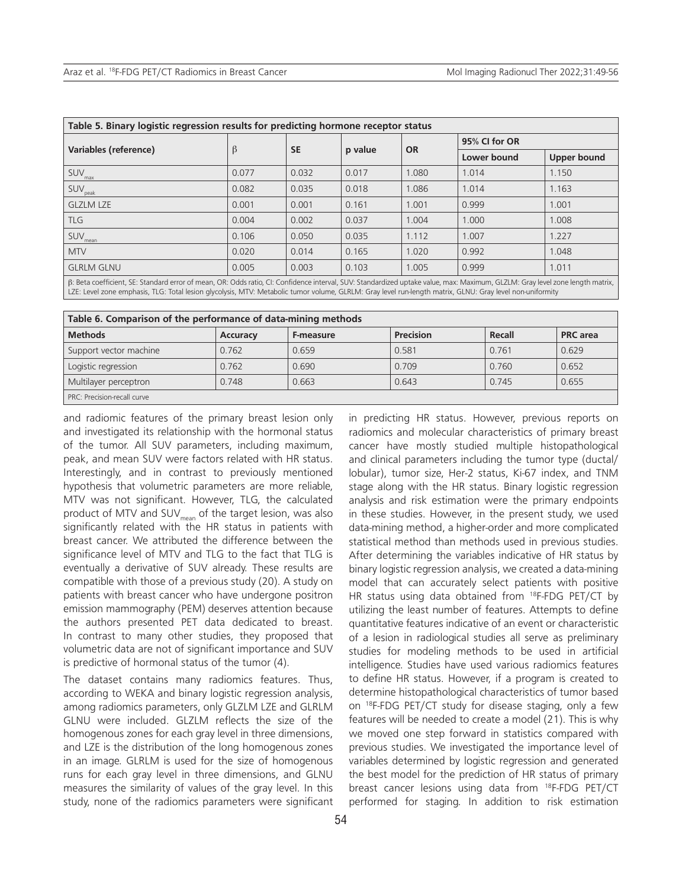**Table 5. Binary logistic regression results for predicting hormone receptor status**

| Variables (reference) | β | SE | p value | OR | 95% CI for OR | |
|---|---|---|---|---|---|---|
| | | | | | Lower bound | Upper bound |
| $SUV_{max}$ | 0.077 | 0.032 | 0.017 | 1.080 | 1.014 | 1.150 |
| $SUV_{peak}$ | 0.082 | 0.035 | 0.018 | 1.086 | 1.014 | 1.163 |
| GLZLM LZE | 0.001 | 0.001 | 0.161 | 1.001 | 0.999 | 1.001 |
| TLG | 0.004 | 0.002 | 0.037 | 1.004 | 1.000 | 1.008 |
| $SUV_{mean}$ | 0.106 | 0.050 | 0.035 | 1.112 | 1.007 | 1.227 |
| MTV | 0.020 | 0.014 | 0.165 | 1.020 | 0.992 | 1.048 |
| GLRLM GLNU | 0.005 | 0.003 | 0.103 | 1.005 | 0.999 | 1.011 |

β: Beta coefficient, SE: Standard error of mean, OR: Odds ratio, CI: Confidence interval, SUV: Standardized uptake value, max: Maximum, GLZLM: Gray level zone length matrix, LZE: Level zone emphasis, TLG: Total lesion glycolysis, MTV: Metabolic tumor volume, GLRLM: Gray level run-length matrix, GLNU: Gray level non-uniformity

**Table 6. Comparison of the performance of data-mining methods**

| Methods | Accuracy | F-measure | Precision | Recall | PRC area |
|---|---|---|---|---|---|
| Support vector machine | 0.762 | 0.659 | 0.581 | 0.761 | 0.629 |
| Logistic regression | 0.762 | 0.690 | 0.709 | 0.760 | 0.652 |
| Multilayer perceptron | 0.748 | 0.663 | 0.643 | 0.745 | 0.655 |

PRC: Precision-recall curve

and radiomic features of the primary breast lesion only and investigated its relationship with the hormonal status of the tumor. All SUV parameters, including maximum, peak, and mean SUV were factors related with HR status. Interestingly, and in contrast to previously mentioned hypothesis that volumetric parameters are more reliable, MTV was not significant. However, TLG, the calculated product of MTV and $SUV_{mean}$ of the target lesion, was also significantly related with the HR status in patients with breast cancer. We attributed the difference between the significance level of MTV and TLG to the fact that TLG is eventually a derivative of SUV already. These results are compatible with those of a previous study (20). A study on patients with breast cancer who have undergone positron emission mammography (PEM) deserves attention because the authors presented PET data dedicated to breast. In contrast to many other studies, they proposed that volumetric data are not of significant importance and SUV is predictive of hormonal status of the tumor (4).

The dataset contains many radiomics features. Thus, according to WEKA and binary logistic regression analysis, among radiomics parameters, only GLZLM LZE and GLRLM GLNU were included. GLZLM reflects the size of the homogenous zones for each gray level in three dimensions, and LZE is the distribution of the long homogenous zones in an image. GLRLM is used for the size of homogenous runs for each gray level in three dimensions, and GLNU measures the similarity of values of the gray level. In this study, none of the radiomics parameters were significant in predicting HR status. However, previous reports on radiomics and molecular characteristics of primary breast cancer have mostly studied multiple histopathological and clinical parameters including the tumor type (ductal/lobular), tumor size, Her-2 status, Ki-67 index, and TNM stage along with the HR status. Binary logistic regression analysis and risk estimation were the primary endpoints in these studies. However, in the present study, we used data-mining method, a higher-order and more complicated statistical method than methods used in previous studies. After determining the variables indicative of HR status by binary logistic regression analysis, we created a data-mining model that can accurately select patients with positive HR status using data obtained from [18]F-FDG PET/CT by utilizing the least number of features. Attempts to define quantitative features indicative of an event or characteristic of a lesion in radiological studies all serve as preliminary studies for modeling methods to be used in artificial intelligence. Studies have used various radiomics features to define HR status. However, if a program is created to determine histopathological characteristics of tumor based on [18]F-FDG PET/CT study for disease staging, only a few features will be needed to create a model (21). This is why we moved one step forward in statistics compared with previous studies. We investigated the importance level of variables determined by logistic regression and generated the best model for the prediction of HR status of primary breast cancer lesions using data from [18]F-FDG PET/CT performed for staging. In addition to risk estimation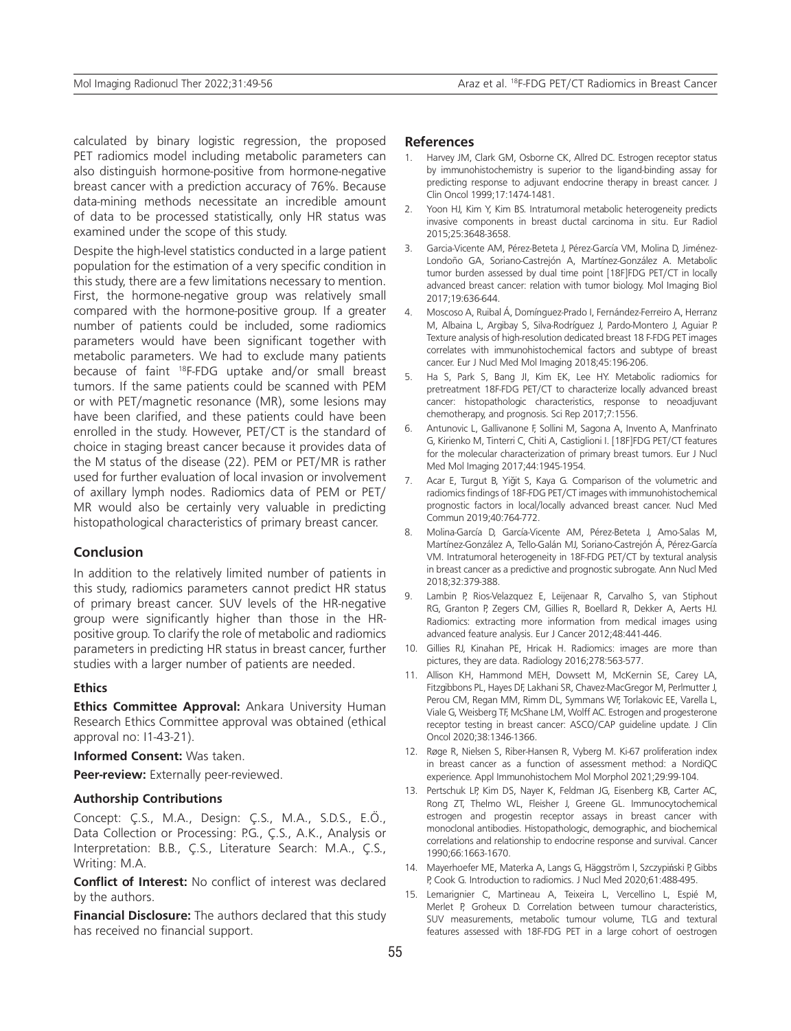calculated by binary logistic regression, the proposed PET radiomics model including metabolic parameters can also distinguish hormone-positive from hormone-negative breast cancer with a prediction accuracy of 76%. Because data-mining methods necessitate an incredible amount of data to be processed statistically, only HR status was examined under the scope of this study.

Despite the high-level statistics conducted in a large patient population for the estimation of a very specific condition in this study, there are a few limitations necessary to mention. First, the hormone-negative group was relatively small compared with the hormone-positive group. If a greater number of patients could be included, some radiomics parameters would have been significant together with metabolic parameters. We had to exclude many patients because of faint $^{18}$F-FDG uptake and/or small breast tumors. If the same patients could be scanned with PEM or with PET/magnetic resonance (MR), some lesions may have been clarified, and these patients could have been enrolled in the study. However, PET/CT is the standard of choice in staging breast cancer because it provides data of the M status of the disease (22). PEM or PET/MR is rather used for further evaluation of local invasion or involvement of axillary lymph nodes. Radiomics data of PEM or PET/MR would also be certainly very valuable in predicting histopathological characteristics of primary breast cancer.

## Conclusion

In addition to the relatively limited number of patients in this study, radiomics parameters cannot predict HR status of primary breast cancer. SUV levels of the HR-negative group were significantly higher than those in the HR-positive group. To clarify the role of metabolic and radiomics parameters in predicting HR status in breast cancer, further studies with a larger number of patients are needed.

### Ethics

**Ethics Committee Approval:** Ankara University Human Research Ethics Committee approval was obtained (ethical approval no: I1-43-21).

**Informed Consent:** Was taken.

**Peer-review:** Externally peer-reviewed.

### Authorship Contributions

Concept: Ç.S., M.A., Design: Ç.S., M.A., S.D.S., E.Ö., Data Collection or Processing: P.G., Ç.S., A.K., Analysis or Interpretation: B.B., Ç.S., Literature Search: M.A., Ç.S., Writing: M.A.

**Conflict of Interest:** No conflict of interest was declared by the authors.

**Financial Disclosure:** The authors declared that this study has received no financial support.

## References

1. Harvey JM, Clark GM, Osborne CK, Allred DC. Estrogen receptor status by immunohistochemistry is superior to the ligand-binding assay for predicting response to adjuvant endocrine therapy in breast cancer. J Clin Oncol 1999;17:1474-1481.
2. Yoon HJ, Kim Y, Kim BS. Intratumoral metabolic heterogeneity predicts invasive components in breast ductal carcinoma in situ. Eur Radiol 2015;25:3648-3658.
3. Garcia-Vicente AM, Pérez-Beteta J, Pérez-García VM, Molina D, Jiménez-Londoño GA, Soriano-Castrejón A, Martínez-González A. Metabolic tumor burden assessed by dual time point [18F]FDG PET/CT in locally advanced breast cancer: relation with tumor biology. Mol Imaging Biol 2017;19:636-644.
4. Moscoso A, Ruibal Á, Domínguez-Prado I, Fernández-Ferreiro A, Herranz M, Albaina L, Argibay S, Silva-Rodríguez J, Pardo-Montero J, Aguiar P. Texture analysis of high-resolution dedicated breast 18 F-FDG PET images correlates with immunohistochemical factors and subtype of breast cancer. Eur J Nucl Med Mol Imaging 2018;45:196-206.
5. Ha S, Park S, Bang JI, Kim EK, Lee HY. Metabolic radiomics for pretreatment 18F-FDG PET/CT to characterize locally advanced breast cancer: histopathologic characteristics, response to neoadjuvant chemotherapy, and prognosis. Sci Rep 2017;7:1556.
6. Antunovic L, Gallivanone F, Sollini M, Sagona A, Invento A, Manfrinato G, Kirienko M, Tinterri C, Chiti A, Castiglioni I. [18F]FDG PET/CT features for the molecular characterization of primary breast tumors. Eur J Nucl Med Mol Imaging 2017;44:1945-1954.
7. Acar E, Turgut B, Yiğit S, Kaya G. Comparison of the volumetric and radiomics findings of 18F-FDG PET/CT images with immunohistochemical prognostic factors in local/locally advanced breast cancer. Nucl Med Commun 2019;40:764-772.
8. Molina-García D, García-Vicente AM, Pérez-Beteta J, Amo-Salas M, Martínez-González A, Tello-Galán MJ, Soriano-Castrejón Á, Pérez-García VM. Intratumoral heterogeneity in 18F-FDG PET/CT by textural analysis in breast cancer as a predictive and prognostic subrogate. Ann Nucl Med 2018;32:379-388.
9. Lambin P, Rios-Velazquez E, Leijenaar R, Carvalho S, van Stiphout RG, Granton P, Zegers CM, Gillies R, Boellard R, Dekker A, Aerts HJ. Radiomics: extracting more information from medical images using advanced feature analysis. Eur J Cancer 2012;48:441-446.
10. Gillies RJ, Kinahan PE, Hricak H. Radiomics: images are more than pictures, they are data. Radiology 2016;278:563-577.
11. Allison KH, Hammond MEH, Dowsett M, McKernin SE, Carey LA, Fitzgibbons PL, Hayes DF, Lakhani SR, Chavez-MacGregor M, Perlmutter J, Perou CM, Regan MM, Rimm DL, Symmans WF, Torlakovic EE, Varella L, Viale G, Weisberg TF, McShane LM, Wolff AC. Estrogen and progesterone receptor testing in breast cancer: ASCO/CAP guideline update. J Clin Oncol 2020;38:1346-1366.
12. Røge R, Nielsen S, Riber-Hansen R, Vyberg M. Ki-67 proliferation index in breast cancer as a function of assessment method: a NordiQC experience. Appl Immunohistochem Mol Morphol 2021;29:99-104.
13. Pertschuk LP, Kim DS, Nayer K, Feldman JG, Eisenberg KB, Carter AC, Rong ZT, Thelmo WL, Fleisher J, Greene GL. Immunocytochemical estrogen and progestin receptor assays in breast cancer with monoclonal antibodies. Histopathologic, demographic, and biochemical correlations and relationship to endocrine response and survival. Cancer 1990;66:1663-1670.
14. Mayerhoefer ME, Materka A, Langs G, Häggström I, Szczypiński P, Gibbs P, Cook G. Introduction to radiomics. J Nucl Med 2020;61:488-495.
15. Lemarignier C, Martineau A, Teixeira L, Vercellino L, Espié M, Merlet P, Groheux D. Correlation between tumour characteristics, SUV measurements, metabolic tumour volume, TLG and textural features assessed with 18F-FDG PET in a large cohort of oestrogen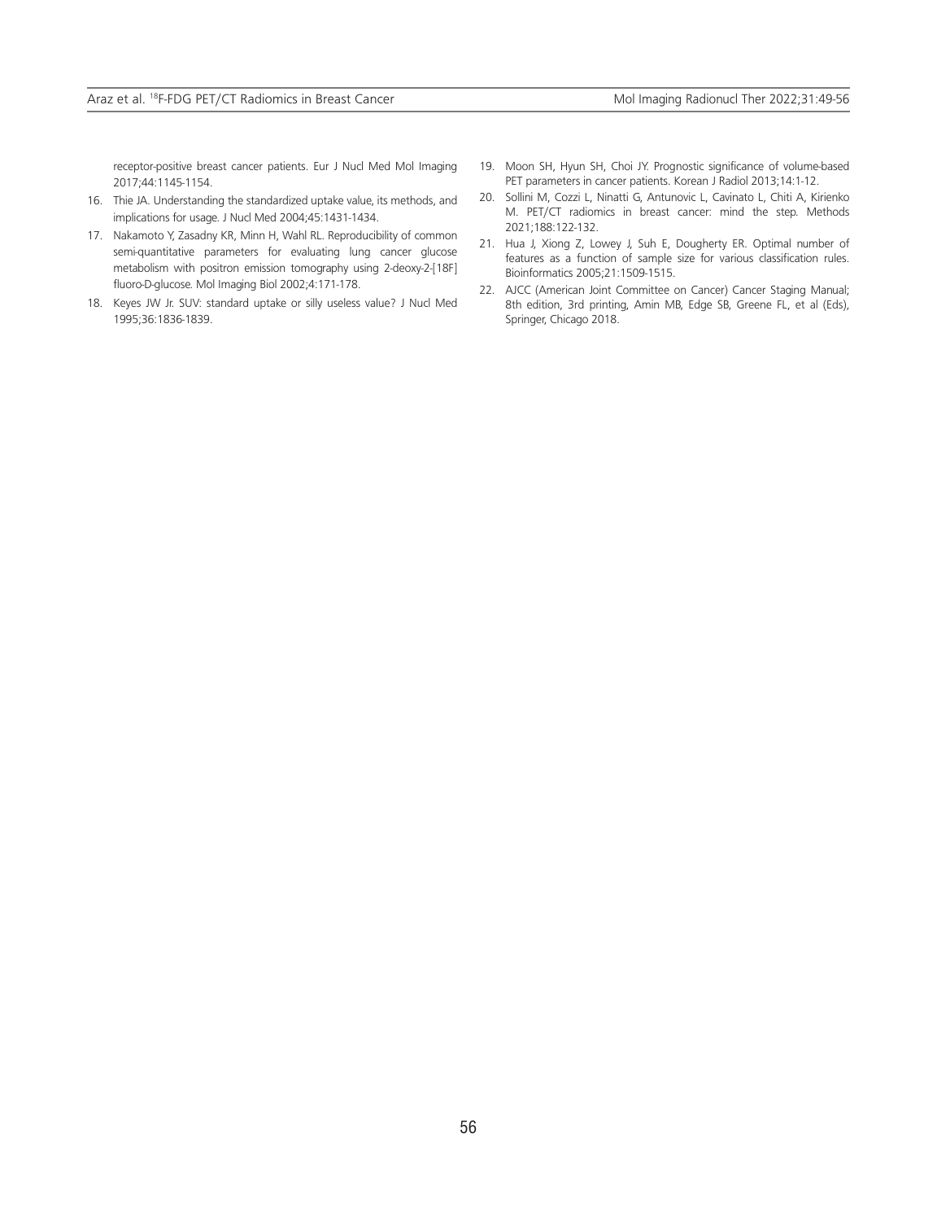receptor-positive breast cancer patients. Eur J Nucl Med Mol Imaging 2017;44:1145-1154.

16. Thie JA. Understanding the standardized uptake value, its methods, and implications for usage. J Nucl Med 2004;45:1431-1434.
17. Nakamoto Y, Zasadny KR, Minn H, Wahl RL. Reproducibility of common semi-quantitative parameters for evaluating lung cancer glucose metabolism with positron emission tomography using 2-deoxy-2-[18F] fluoro-D-glucose. Mol Imaging Biol 2002;4:171-178.
18. Keyes JW Jr. SUV: standard uptake or silly useless value? J Nucl Med 1995;36:1836-1839.
19. Moon SH, Hyun SH, Choi JY. Prognostic significance of volume-based PET parameters in cancer patients. Korean J Radiol 2013;14:1-12.
20. Sollini M, Cozzi L, Ninatti G, Antunovic L, Cavinato L, Chiti A, Kirienko M. PET/CT radiomics in breast cancer: mind the step. Methods 2021;188:122-132.
21. Hua J, Xiong Z, Lowey J, Suh E, Dougherty ER. Optimal number of features as a function of sample size for various classification rules. Bioinformatics 2005;21:1509-1515.
22. AJCC (American Joint Committee on Cancer) Cancer Staging Manual; 8th edition, 3rd printing, Amin MB, Edge SB, Greene FL, et al (Eds), Springer, Chicago 2018.